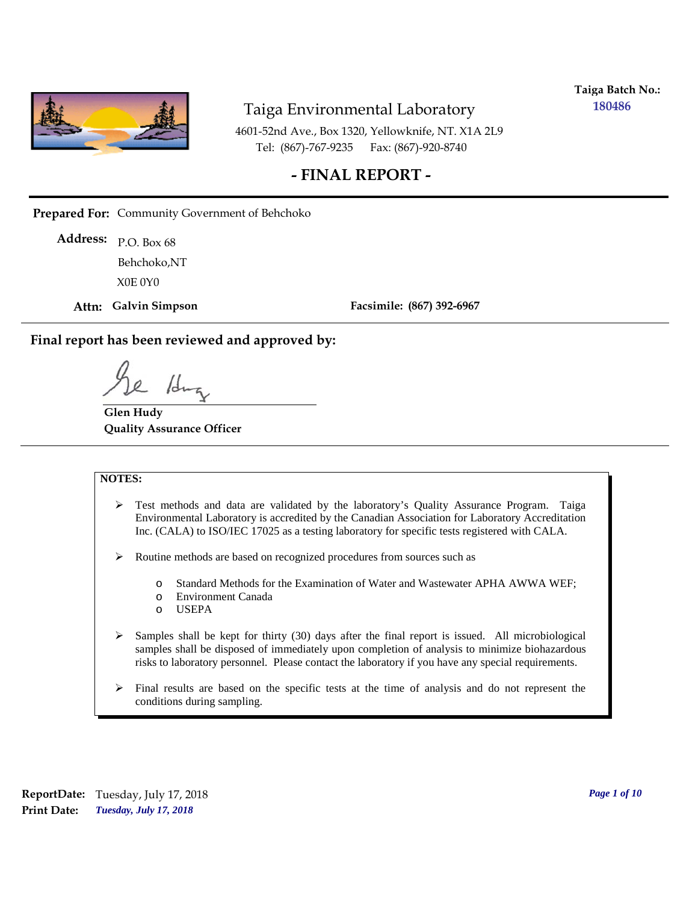**Taiga Batch No.:** **180486**

# Taiga Environmental Laboratory

4601-52nd Ave., Box 1320, Yellowknife, NT. X1A 2L9
Tel: (867)-767-9235 Fax: (867)-920-8740

## - FINAL REPORT -

**Prepared For:** Community Government of Behchoko

**Address:** P.O. Box 68
Behchoko,NT
X0E 0Y0

**Attn:** **Galvin Simpson** **Facsimile:** **(867) 392-6967**

### Final report has been reviewed and approved by:

**Glen Hudy**
**Quality Assurance Officer**

**NOTES:**

- Test methods and data are validated by the laboratory's Quality Assurance Program. Taiga Environmental Laboratory is accredited by the Canadian Association for Laboratory Accreditation Inc. (CALA) to ISO/IEC 17025 as a testing laboratory for specific tests registered with CALA.
- Routine methods are based on recognized procedures from sources such as
  - Standard Methods for the Examination of Water and Wastewater APHA AWWA WEF;
  - Environment Canada
  - USEPA
- Samples shall be kept for thirty (30) days after the final report is issued. All microbiological samples shall be disposed of immediately upon completion of analysis to minimize biohazardous risks to laboratory personnel. Please contact the laboratory if you have any special requirements.
- Final results are based on the specific tests at the time of analysis and do not represent the conditions during sampling.

**ReportDate:** Tuesday, July 17, 2018
**Print Date:** ***Tuesday, July 17, 2018***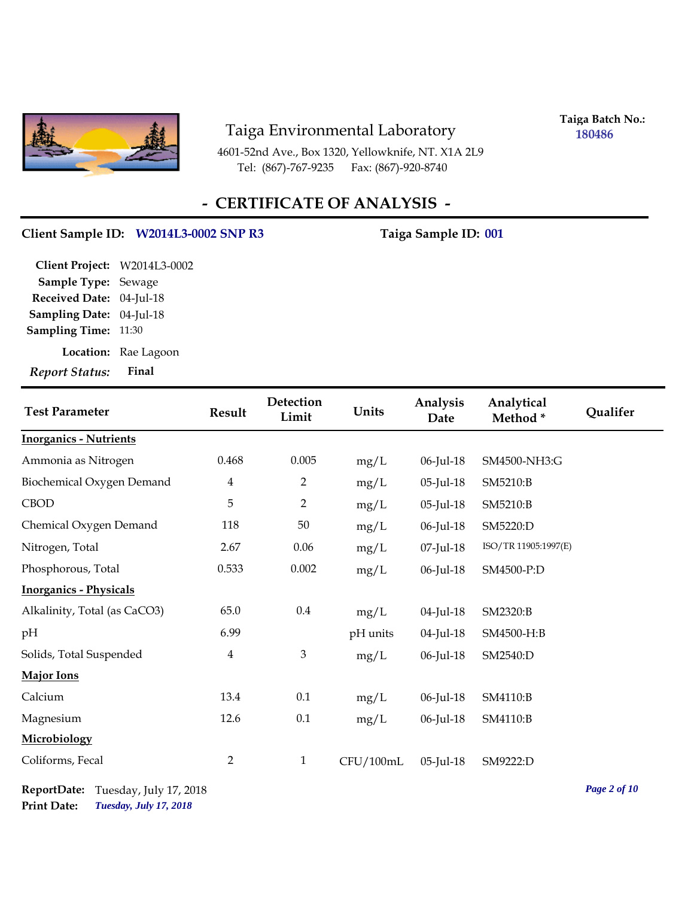# Taiga Environmental Laboratory

4601-52nd Ave., Box 1320, Yellowknife, NT. X1A 2L9
Tel: (867)-767-9235 Fax: (867)-920-8740

**Taiga Batch No.:** 180486

## - CERTIFICATE OF ANALYSIS -

**Client Sample ID:** W2014L3-0002 SNP R3 **Taiga Sample ID:** 001

**Client Project:** W2014L3-0002
**Sample Type:** Sewage
**Received Date:** 04-Jul-18
**Sampling Date:** 04-Jul-18
**Sampling Time:** 11:30

**Location:** Rae Lagoon
***Report Status:*** **Final**

| Test Parameter | Result | Detection Limit | Units | Analysis Date | Analytical Method * | Qualifer |
|---|---|---|---|---|---|---|
| **Inorganics - Nutrients** | | | | | | |
| Ammonia as Nitrogen | 0.468 | 0.005 | mg/L | 06-Jul-18 | SM4500-NH3:G | |
| Biochemical Oxygen Demand | 4 | 2 | mg/L | 05-Jul-18 | SM5210:B | |
| CBOD | 5 | 2 | mg/L | 05-Jul-18 | SM5210:B | |
| Chemical Oxygen Demand | 118 | 50 | mg/L | 06-Jul-18 | SM5220:D | |
| Nitrogen, Total | 2.67 | 0.06 | mg/L | 07-Jul-18 | ISO/TR 11905:1997(E) | |
| Phosphorous, Total | 0.533 | 0.002 | mg/L | 06-Jul-18 | SM4500-P:D | |
| **Inorganics - Physicals** | | | | | | |
| Alkalinity, Total (as CaCO3) | 65.0 | 0.4 | mg/L | 04-Jul-18 | SM2320:B | |
| pH | 6.99 | | pH units | 04-Jul-18 | SM4500-H:B | |
| Solids, Total Suspended | 4 | 3 | mg/L | 06-Jul-18 | SM2540:D | |
| **Major Ions** | | | | | | |
| Calcium | 13.4 | 0.1 | mg/L | 06-Jul-18 | SM4110:B | |
| Magnesium | 12.6 | 0.1 | mg/L | 06-Jul-18 | SM4110:B | |
| **Microbiology** | | | | | | |
| Coliforms, Fecal | 2 | 1 | CFU/100mL | 05-Jul-18 | SM9222:D | |

**ReportDate:** Tuesday, July 17, 2018
**Print Date:** *Tuesday, July 17, 2018*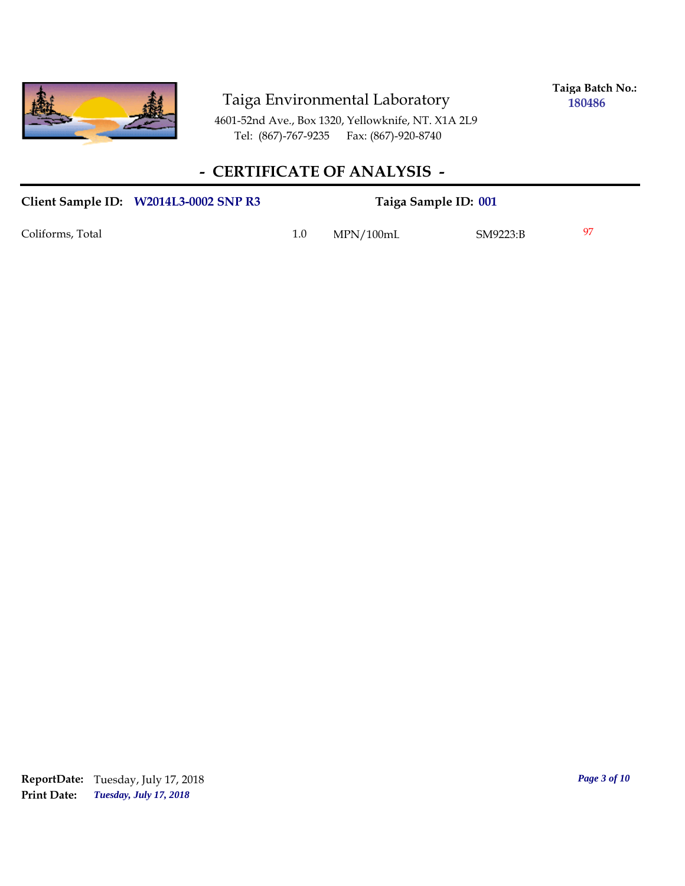Taiga Environmental Laboratory

4601-52nd Ave., Box 1320, Yellowknife, NT. X1A 2L9
Tel: (867)-767-9235 Fax: (867)-920-8740

**Taiga Batch No.:** **180486**

## - CERTIFICATE OF ANALYSIS -

**Client Sample ID:** **W2014L3-0002 SNP R3** **Taiga Sample ID:** **001**

| | | | | |
|---|---|---|---|---|
| Coliforms, Total | 1.0 | MPN/100mL | SM9223:B | 97 |

**ReportDate:** Tuesday, July 17, 2018
**Print Date:** ***Tuesday, July 17, 2018***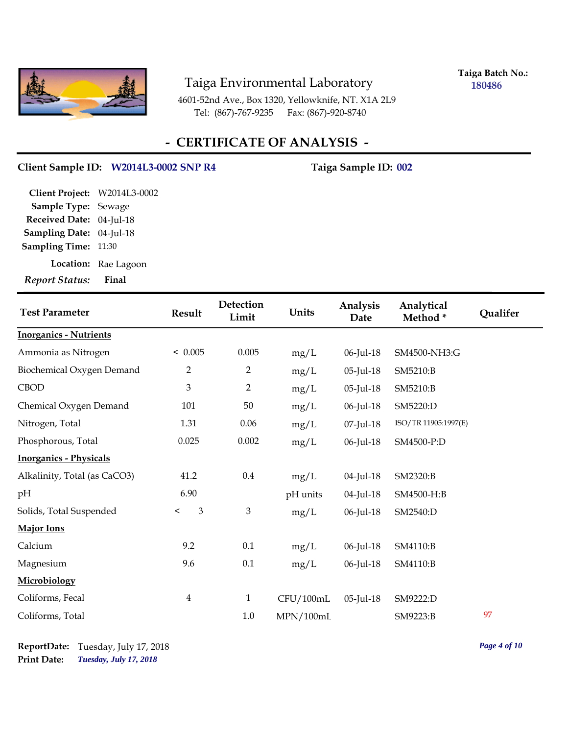Taiga Environmental Laboratory

4601-52nd Ave., Box 1320, Yellowknife, NT. X1A 2L9
Tel: (867)-767-9235 Fax: (867)-920-8740

**Taiga Batch No.:** 180486

## - CERTIFICATE OF ANALYSIS -

**Client Sample ID:** W2014L3-0002 SNP R4 **Taiga Sample ID:** 002

**Client Project:** W2014L3-0002
**Sample Type:** Sewage
**Received Date:** 04-Jul-18
**Sampling Date:** 04-Jul-18
**Sampling Time:** 11:30
**Location:** Rae Lagoon
*Report Status:* **Final**

| Test Parameter | Result | Detection Limit | Units | Analysis Date | Analytical Method * | Qualifer |
|---|---|---|---|---|---|---|
| **Inorganics - Nutrients** | | | | | | |
| Ammonia as Nitrogen | < 0.005 | 0.005 | mg/L | 06-Jul-18 | SM4500-NH3:G | |
| Biochemical Oxygen Demand | 2 | 2 | mg/L | 05-Jul-18 | SM5210:B | |
| CBOD | 3 | 2 | mg/L | 05-Jul-18 | SM5210:B | |
| Chemical Oxygen Demand | 101 | 50 | mg/L | 06-Jul-18 | SM5220:D | |
| Nitrogen, Total | 1.31 | 0.06 | mg/L | 07-Jul-18 | ISO/TR 11905:1997(E) | |
| Phosphorous, Total | 0.025 | 0.002 | mg/L | 06-Jul-18 | SM4500-P:D | |
| **Inorganics - Physicals** | | | | | | |
| Alkalinity, Total (as CaCO3) | 41.2 | 0.4 | mg/L | 04-Jul-18 | SM2320:B | |
| pH | 6.90 | | pH units | 04-Jul-18 | SM4500-H:B | |
| Solids, Total Suspended | < 3 | 3 | mg/L | 06-Jul-18 | SM2540:D | |
| **Major Ions** | | | | | | |
| Calcium | 9.2 | 0.1 | mg/L | 06-Jul-18 | SM4110:B | |
| Magnesium | 9.6 | 0.1 | mg/L | 06-Jul-18 | SM4110:B | |
| **Microbiology** | | | | | | |
| Coliforms, Fecal | 4 | 1 | CFU/100mL | 05-Jul-18 | SM9222:D | |
| Coliforms, Total | | 1.0 | MPN/100mL | | SM9223:B | 97 |

**ReportDate:** Tuesday, July 17, 2018
**Print Date:** *Tuesday, July 17, 2018*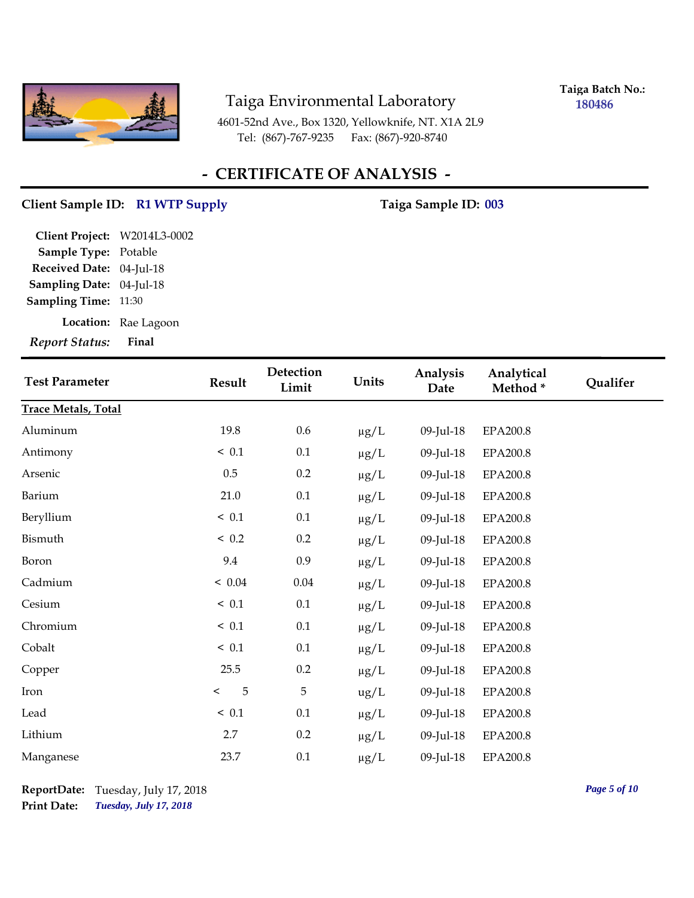Taiga Environmental Laboratory

4601-52nd Ave., Box 1320, Yellowknife, NT. X1A 2L9
Tel: (867)-767-9235 Fax: (867)-920-8740

**Taiga Batch No.:** 180486

## - CERTIFICATE OF ANALYSIS -

**Client Sample ID:** R1 WTP Supply **Taiga Sample ID:** 003

**Client Project:** W2014L3-0002
**Sample Type:** Potable
**Received Date:** 04-Jul-18
**Sampling Date:** 04-Jul-18
**Sampling Time:** 11:30
**Location:** Rae Lagoon
*Report Status:* **Final**

| Test Parameter | Result | Detection Limit | Units | Analysis Date | Analytical Method * | Qualifer |
|---|---|---|---|---|---|---|
| **Trace Metals, Total** | | | | | | |
| Aluminum | 19.8 | 0.6 | μg/L | 09-Jul-18 | EPA200.8 | |
| Antimony | < 0.1 | 0.1 | μg/L | 09-Jul-18 | EPA200.8 | |
| Arsenic | 0.5 | 0.2 | μg/L | 09-Jul-18 | EPA200.8 | |
| Barium | 21.0 | 0.1 | μg/L | 09-Jul-18 | EPA200.8 | |
| Beryllium | < 0.1 | 0.1 | μg/L | 09-Jul-18 | EPA200.8 | |
| Bismuth | < 0.2 | 0.2 | μg/L | 09-Jul-18 | EPA200.8 | |
| Boron | 9.4 | 0.9 | μg/L | 09-Jul-18 | EPA200.8 | |
| Cadmium | < 0.04 | 0.04 | μg/L | 09-Jul-18 | EPA200.8 | |
| Cesium | < 0.1 | 0.1 | μg/L | 09-Jul-18 | EPA200.8 | |
| Chromium | < 0.1 | 0.1 | μg/L | 09-Jul-18 | EPA200.8 | |
| Cobalt | < 0.1 | 0.1 | μg/L | 09-Jul-18 | EPA200.8 | |
| Copper | 25.5 | 0.2 | μg/L | 09-Jul-18 | EPA200.8 | |
| Iron | < 5 | 5 | ug/L | 09-Jul-18 | EPA200.8 | |
| Lead | < 0.1 | 0.1 | μg/L | 09-Jul-18 | EPA200.8 | |
| Lithium | 2.7 | 0.2 | μg/L | 09-Jul-18 | EPA200.8 | |
| Manganese | 23.7 | 0.1 | μg/L | 09-Jul-18 | EPA200.8 | |

**ReportDate:** Tuesday, July 17, 2018
**Print Date:** *Tuesday, July 17, 2018*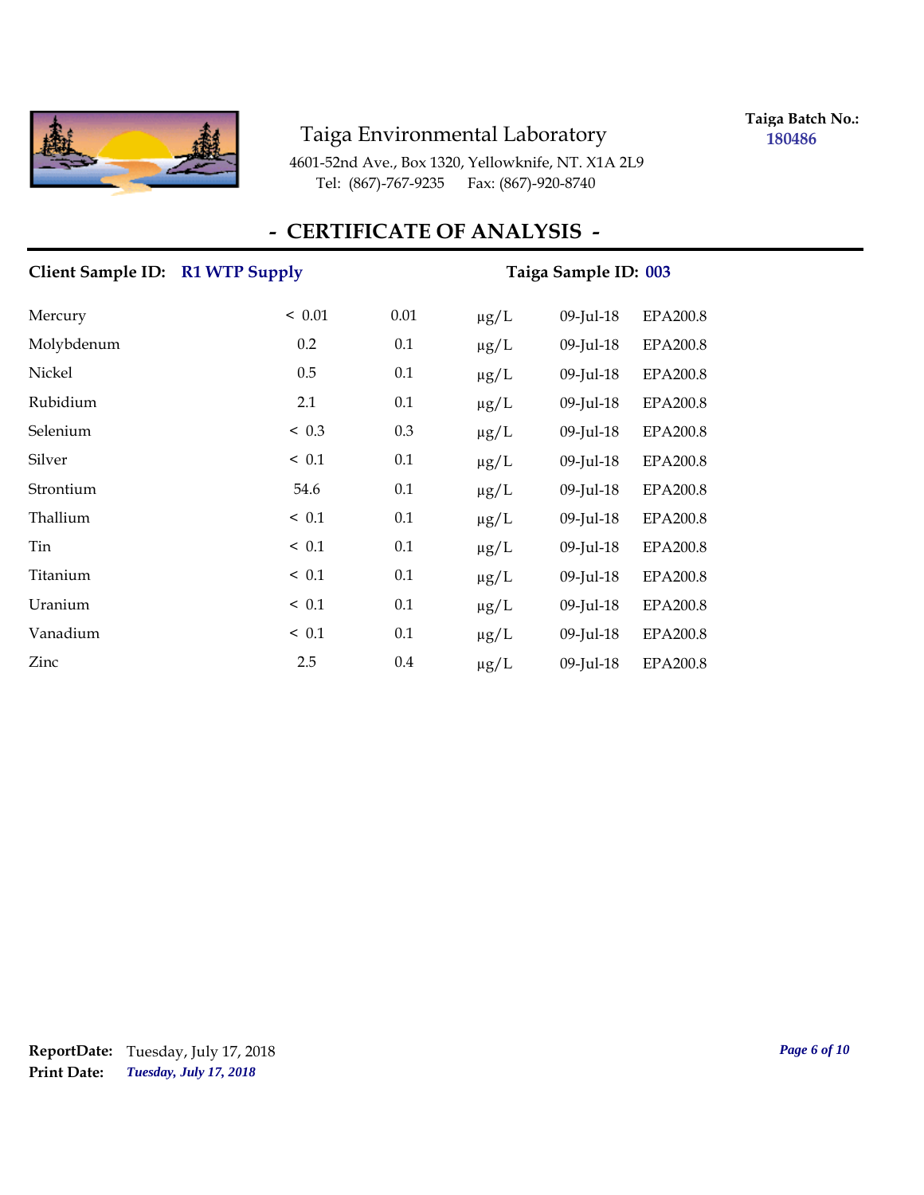Taiga Environmental Laboratory

4601-52nd Ave., Box 1320, Yellowknife, NT. X1A 2L9

Tel: (867)-767-9235 Fax: (867)-920-8740

**Taiga Batch No.:** 180486

# - CERTIFICATE OF ANALYSIS -

**Client Sample ID:** R1 WTP Supply **Taiga Sample ID:** 003

| | | | | | |
|---|---|---|---|---|---|
| Mercury | < 0.01 | 0.01 | µg/L | 09-Jul-18 | EPA200.8 |
| Molybdenum | 0.2 | 0.1 | µg/L | 09-Jul-18 | EPA200.8 |
| Nickel | 0.5 | 0.1 | µg/L | 09-Jul-18 | EPA200.8 |
| Rubidium | 2.1 | 0.1 | µg/L | 09-Jul-18 | EPA200.8 |
| Selenium | < 0.3 | 0.3 | µg/L | 09-Jul-18 | EPA200.8 |
| Silver | < 0.1 | 0.1 | µg/L | 09-Jul-18 | EPA200.8 |
| Strontium | 54.6 | 0.1 | µg/L | 09-Jul-18 | EPA200.8 |
| Thallium | < 0.1 | 0.1 | µg/L | 09-Jul-18 | EPA200.8 |
| Tin | < 0.1 | 0.1 | µg/L | 09-Jul-18 | EPA200.8 |
| Titanium | < 0.1 | 0.1 | µg/L | 09-Jul-18 | EPA200.8 |
| Uranium | < 0.1 | 0.1 | µg/L | 09-Jul-18 | EPA200.8 |
| Vanadium | < 0.1 | 0.1 | µg/L | 09-Jul-18 | EPA200.8 |
| Zinc | 2.5 | 0.4 | µg/L | 09-Jul-18 | EPA200.8 |

**ReportDate:** Tuesday, July 17, 2018
**Print Date:** *Tuesday, July 17, 2018*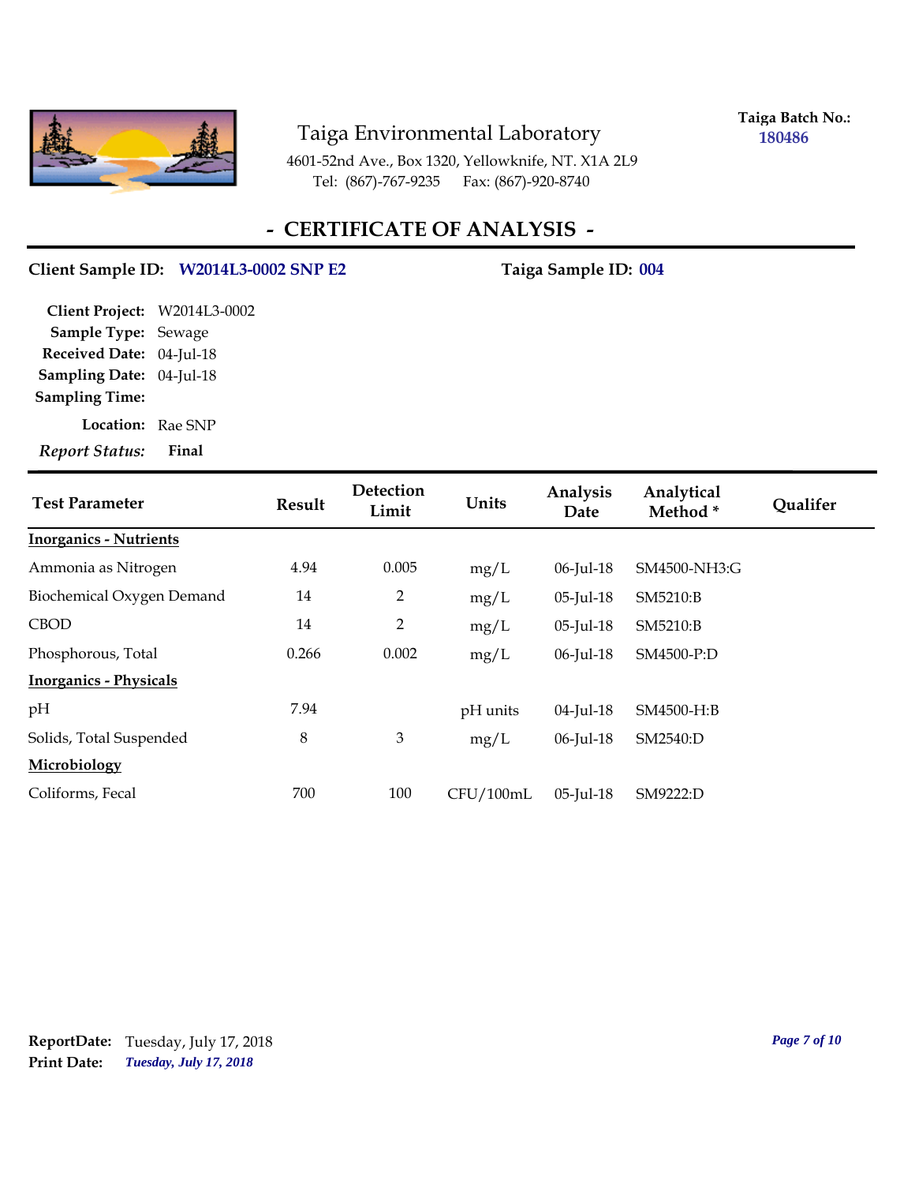Taiga Environmental Laboratory

4601-52nd Ave., Box 1320, Yellowknife, NT. X1A 2L9
Tel: (867)-767-9235 Fax: (867)-920-8740

**Taiga Batch No.:** 180486

# - CERTIFICATE OF ANALYSIS -

**Client Sample ID:** W2014L3-0002 SNP E2 **Taiga Sample ID:** 004

**Client Project:** W2014L3-0002
**Sample Type:** Sewage
**Received Date:** 04-Jul-18
**Sampling Date:** 04-Jul-18
**Sampling Time:**
**Location:** Rae SNP
***Report Status:*** **Final**

| Test Parameter | Result | Detection Limit | Units | Analysis Date | Analytical Method * | Qualifer |
|---|---|---|---|---|---|---|
| **Inorganics - Nutrients** | | | | | | |
| Ammonia as Nitrogen | 4.94 | 0.005 | mg/L | 06-Jul-18 | SM4500-NH3:G | |
| Biochemical Oxygen Demand | 14 | 2 | mg/L | 05-Jul-18 | SM5210:B | |
| CBOD | 14 | 2 | mg/L | 05-Jul-18 | SM5210:B | |
| Phosphorous, Total | 0.266 | 0.002 | mg/L | 06-Jul-18 | SM4500-P:D | |
| **Inorganics - Physicals** | | | | | | |
| pH | 7.94 | | pH units | 04-Jul-18 | SM4500-H:B | |
| Solids, Total Suspended | 8 | 3 | mg/L | 06-Jul-18 | SM2540:D | |
| **Microbiology** | | | | | | |
| Coliforms, Fecal | 700 | 100 | CFU/100mL | 05-Jul-18 | SM9222:D | |

**ReportDate:** Tuesday, July 17, 2018
**Print Date:** *Tuesday, July 17, 2018*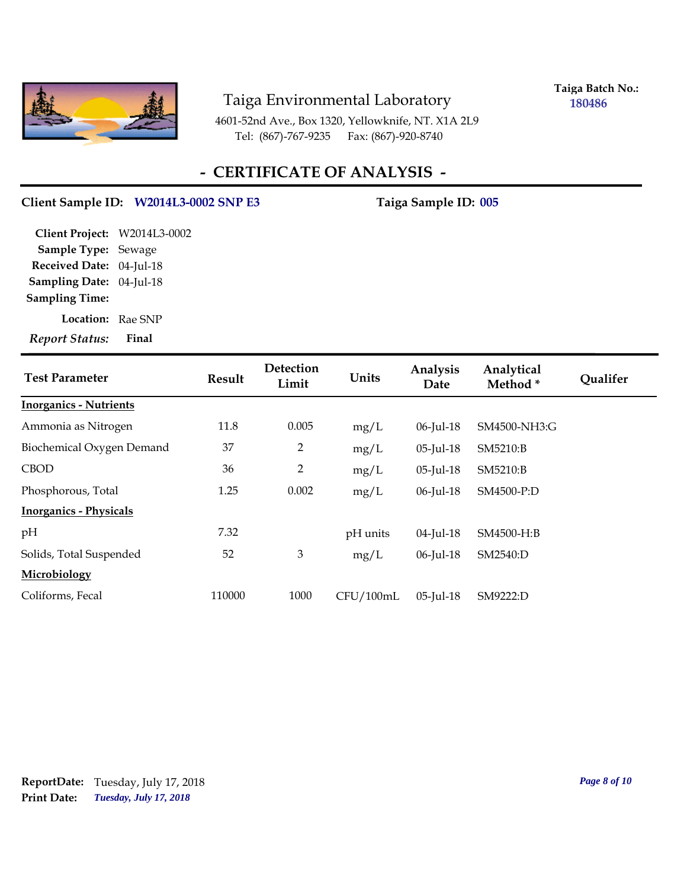Taiga Environmental Laboratory

4601-52nd Ave., Box 1320, Yellowknife, NT. X1A 2L9
Tel: (867)-767-9235 Fax: (867)-920-8740

**Taiga Batch No.:** 180486

# - CERTIFICATE OF ANALYSIS -

**Client Sample ID:** W2014L3-0002 SNP E3 **Taiga Sample ID:** 005

**Client Project:** W2014L3-0002
**Sample Type:** Sewage
**Received Date:** 04-Jul-18
**Sampling Date:** 04-Jul-18
**Sampling Time:**
**Location:** Rae SNP
***Report Status:*** **Final**

| Test Parameter | Result | Detection Limit | Units | Analysis Date | Analytical Method * | Qualifer |
|---|---|---|---|---|---|---|
| **Inorganics - Nutrients** | | | | | | |
| Ammonia as Nitrogen | 11.8 | 0.005 | mg/L | 06-Jul-18 | SM4500-NH3:G | |
| Biochemical Oxygen Demand | 37 | 2 | mg/L | 05-Jul-18 | SM5210:B | |
| CBOD | 36 | 2 | mg/L | 05-Jul-18 | SM5210:B | |
| Phosphorous, Total | 1.25 | 0.002 | mg/L | 06-Jul-18 | SM4500-P:D | |
| **Inorganics - Physicals** | | | | | | |
| pH | 7.32 | | pH units | 04-Jul-18 | SM4500-H:B | |
| Solids, Total Suspended | 52 | 3 | mg/L | 06-Jul-18 | SM2540:D | |
| **Microbiology** | | | | | | |
| Coliforms, Fecal | 110000 | 1000 | CFU/100mL | 05-Jul-18 | SM9222:D | |

**ReportDate:** Tuesday, July 17, 2018
**Print Date:** *Tuesday, July 17, 2018*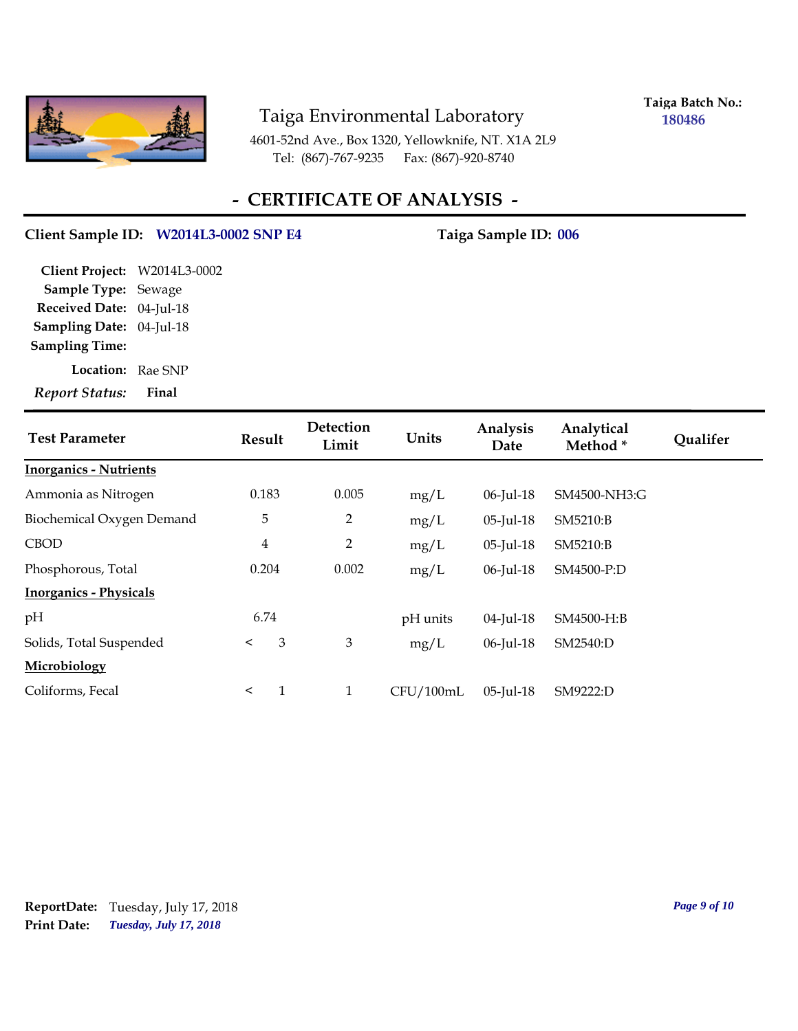Taiga Environmental Laboratory

4601-52nd Ave., Box 1320, Yellowknife, NT. X1A 2L9
Tel: (867)-767-9235 Fax: (867)-920-8740

**Taiga Batch No.:** 180486

# - CERTIFICATE OF ANALYSIS -

**Client Sample ID:** W2014L3-0002 SNP E4 **Taiga Sample ID:** 006

**Client Project:** W2014L3-0002
**Sample Type:** Sewage
**Received Date:** 04-Jul-18
**Sampling Date:** 04-Jul-18
**Sampling Time:**
**Location:** Rae SNP
*Report Status:* **Final**

| Test Parameter | Result | Detection Limit | Units | Analysis Date | Analytical Method * | Qualifer |
|---|---|---|---|---|---|---|
| **Inorganics - Nutrients** | | | | | | |
| Ammonia as Nitrogen | 0.183 | 0.005 | mg/L | 06-Jul-18 | SM4500-NH3:G | |
| Biochemical Oxygen Demand | 5 | 2 | mg/L | 05-Jul-18 | SM5210:B | |
| CBOD | 4 | 2 | mg/L | 05-Jul-18 | SM5210:B | |
| Phosphorous, Total | 0.204 | 0.002 | mg/L | 06-Jul-18 | SM4500-P:D | |
| **Inorganics - Physicals** | | | | | | |
| pH | 6.74 | | pH units | 04-Jul-18 | SM4500-H:B | |
| Solids, Total Suspended | < 3 | 3 | mg/L | 06-Jul-18 | SM2540:D | |
| **Microbiology** | | | | | | |
| Coliforms, Fecal | < 1 | 1 | CFU/100mL | 05-Jul-18 | SM9222:D | |

**ReportDate:** Tuesday, July 17, 2018
**Print Date:** *Tuesday, July 17, 2018*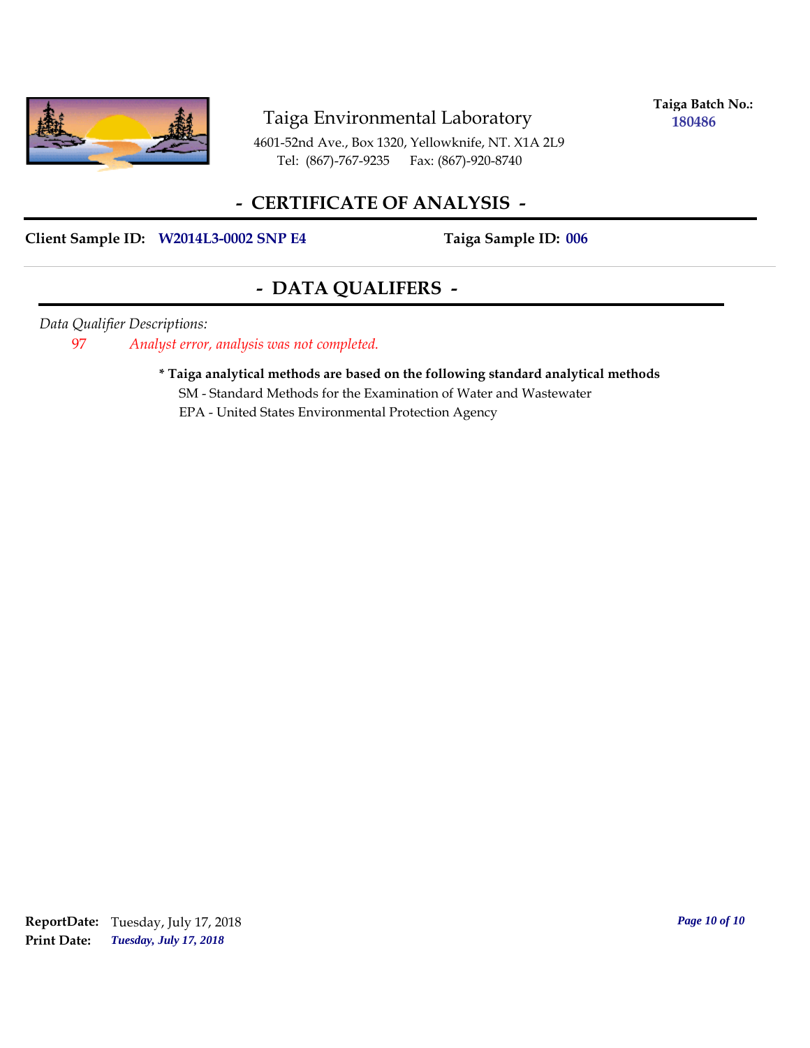Taiga Environmental Laboratory

4601-52nd Ave., Box 1320, Yellowknife, NT. X1A 2L9
Tel: (867)-767-9235 Fax: (867)-920-8740

**Taiga Batch No.:** 180486

## - CERTIFICATE OF ANALYSIS -

**Client Sample ID:** W2014L3-0002 SNP E4 **Taiga Sample ID:** 006

## - DATA QUALIFERS -

*Data Qualifier Descriptions:*

97 *Analyst error, analysis was not completed.*

**\* Taiga analytical methods are based on the following standard analytical methods**

SM - Standard Methods for the Examination of Water and Wastewater

EPA - United States Environmental Protection Agency

**ReportDate:** Tuesday, July 17, 2018
**Print Date:** ***Tuesday, July 17, 2018***